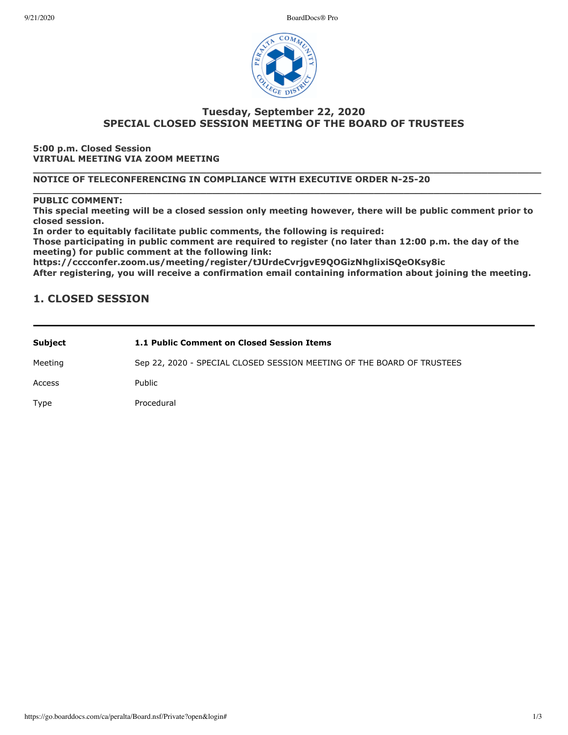# Tuesday, September 22, 2020
# SPECIAL CLOSED SESSION MEETING OF THE BOARD OF TRUSTEES

**5:00 p.m. Closed Session**
**VIRTUAL MEETING VIA ZOOM MEETING**

---

**NOTICE OF TELECONFERENCING IN COMPLIANCE WITH EXECUTIVE ORDER N-25-20**

---

**PUBLIC COMMENT:**
**This special meeting will be a closed session only meeting however, there will be public comment prior to closed session.**
**In order to equitably facilitate public comments, the following is required:**
**Those participating in public comment are required to register (no later than 12:00 p.m. the day of the meeting) for public comment at the following link:**
**https://cccconfer.zoom.us/meeting/register/tJUrdeCvrjgvE9QOGizNhglixiSQeOKsy8ic**
**After registering, you will receive a confirmation email containing information about joining the meeting.**

## 1. CLOSED SESSION

---

| **Subject** | **1.1 Public Comment on Closed Session Items** |
|---|---|
| Meeting | Sep 22, 2020 - SPECIAL CLOSED SESSION MEETING OF THE BOARD OF TRUSTEES |
| Access | Public |
| Type | Procedural |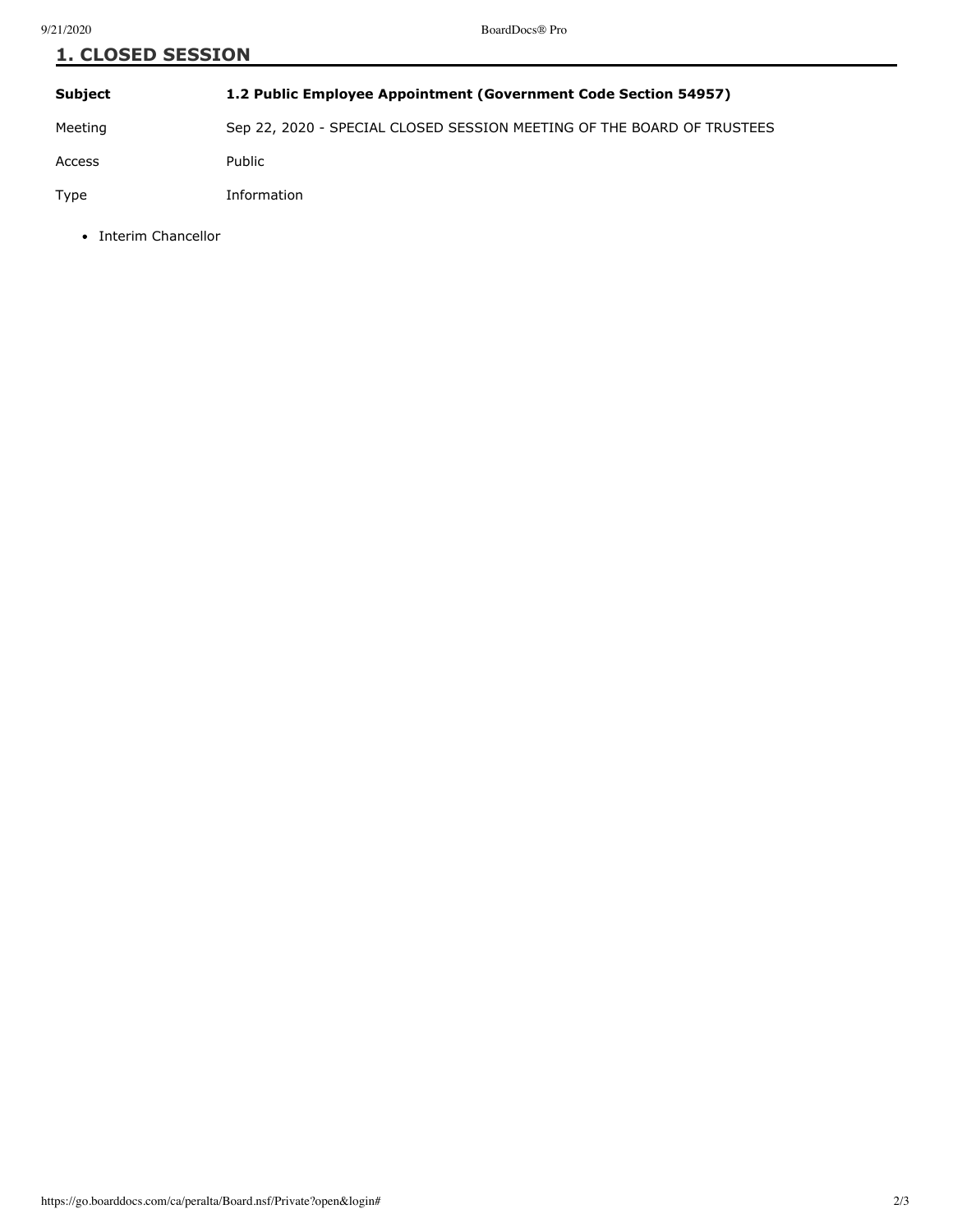## 1. CLOSED SESSION

| | |
|---|---|
| **Subject** | **1.2 Public Employee Appointment (Government Code Section 54957)** |
| Meeting | Sep 22, 2020 - SPECIAL CLOSED SESSION MEETING OF THE BOARD OF TRUSTEES |
| Access | Public |
| Type | Information |

- Interim Chancellor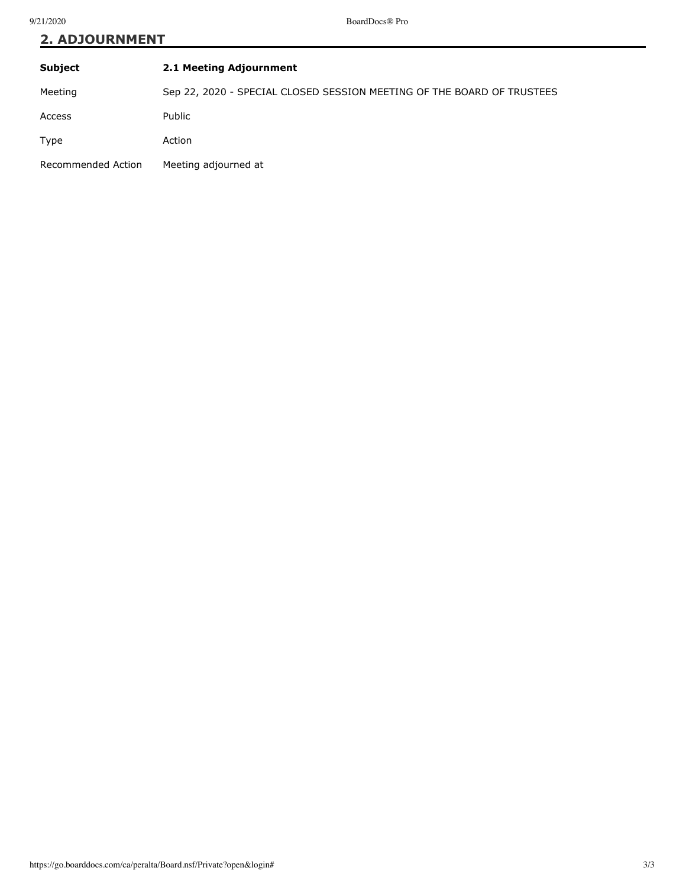## 2. ADJOURNMENT

| | |
|---|---|
| **Subject** | **2.1 Meeting Adjournment** |
| Meeting | Sep 22, 2020 - SPECIAL CLOSED SESSION MEETING OF THE BOARD OF TRUSTEES |
| Access | Public |
| Type | Action |
| Recommended Action | Meeting adjourned at |